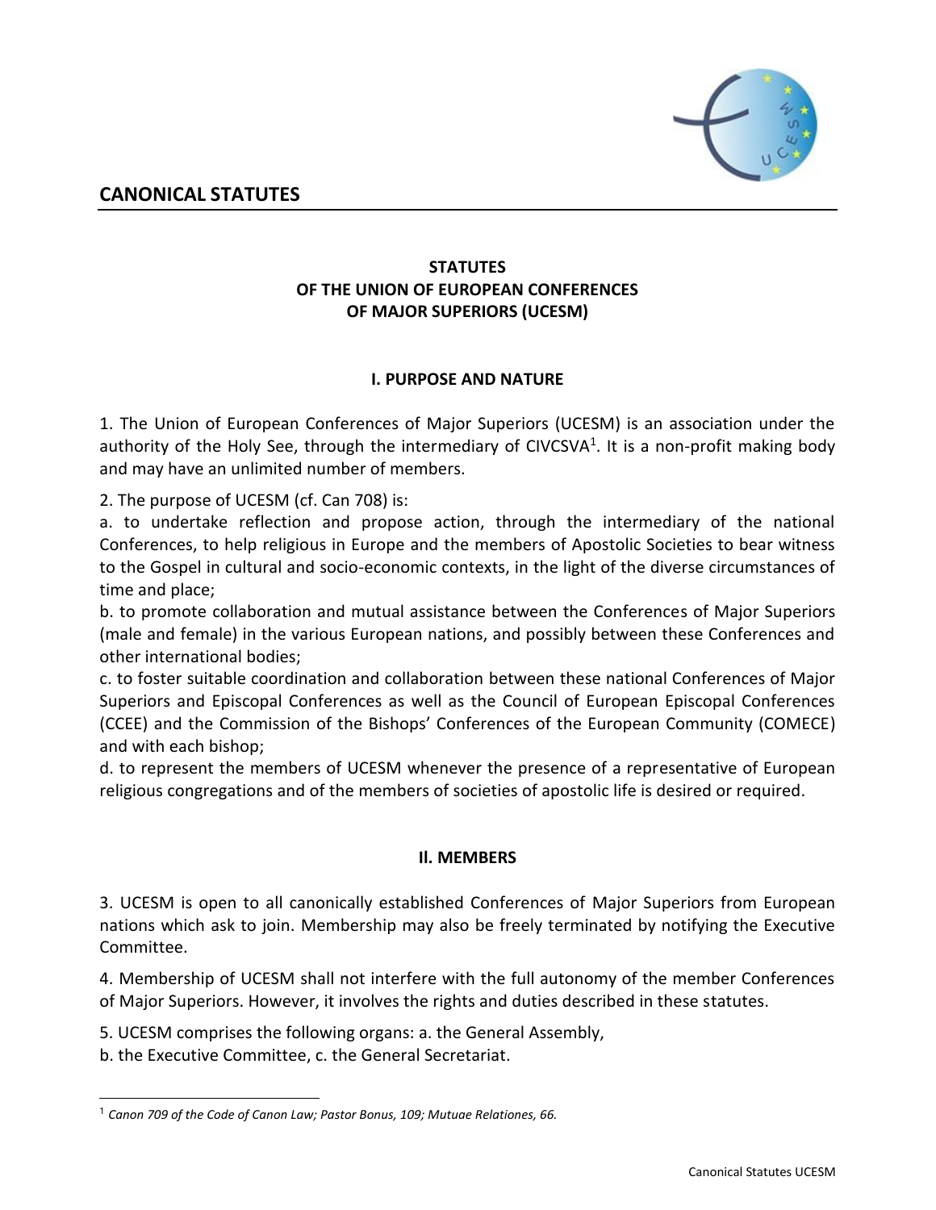# CANONICAL STATUTES

## STATUTES OF THE UNION OF EUROPEAN CONFERENCES OF MAJOR SUPERIORS (UCESM)

### I. PURPOSE AND NATURE

1. The Union of European Conferences of Major Superiors (UCESM) is an association under the authority of the Holy See, through the intermediary of CIVCSVA[1]. It is a non-profit making body and may have an unlimited number of members.

2. The purpose of UCESM (cf. Can 708) is:

a. to undertake reflection and propose action, through the intermediary of the national Conferences, to help religious in Europe and the members of Apostolic Societies to bear witness to the Gospel in cultural and socio-economic contexts, in the light of the diverse circumstances of time and place;

b. to promote collaboration and mutual assistance between the Conferences of Major Superiors (male and female) in the various European nations, and possibly between these Conferences and other international bodies;

c. to foster suitable coordination and collaboration between these national Conferences of Major Superiors and Episcopal Conferences as well as the Council of European Episcopal Conferences (CCEE) and the Commission of the Bishops' Conferences of the European Community (COMECE) and with each bishop;

d. to represent the members of UCESM whenever the presence of a representative of European religious congregations and of the members of societies of apostolic life is desired or required.

### II. MEMBERS

3. UCESM is open to all canonically established Conferences of Major Superiors from European nations which ask to join. Membership may also be freely terminated by notifying the Executive Committee.

4. Membership of UCESM shall not interfere with the full autonomy of the member Conferences of Major Superiors. However, it involves the rights and duties described in these statutes.

5. UCESM comprises the following organs: a. the General Assembly,
b. the Executive Committee, c. the General Secretariat.

---

[1] *Canon 709 of the Code of Canon Law; Pastor Bonus, 109; Mutuae Relationes, 66.*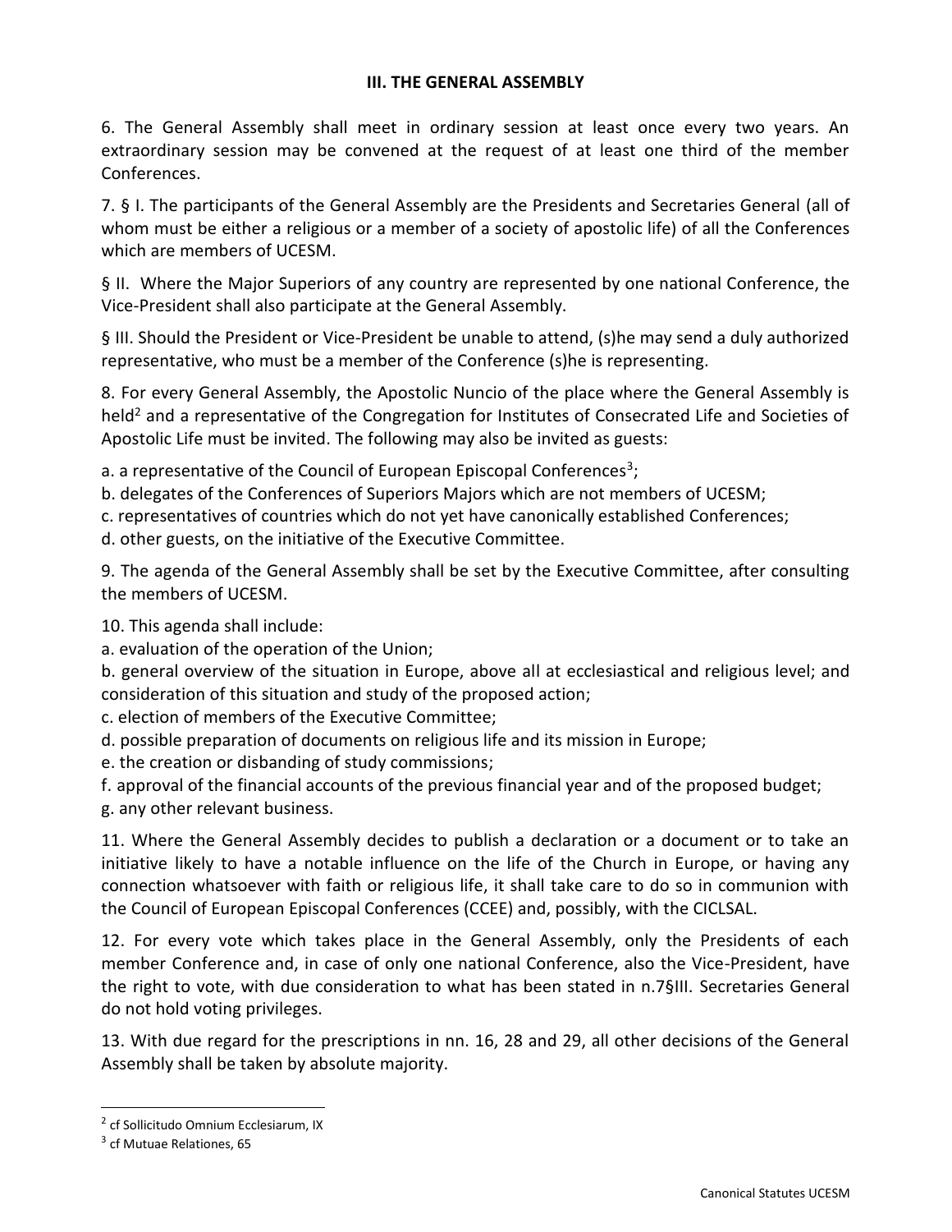### III. THE GENERAL ASSEMBLY

6. The General Assembly shall meet in ordinary session at least once every two years. An extraordinary session may be convened at the request of at least one third of the member Conferences.

7. § I. The participants of the General Assembly are the Presidents and Secretaries General (all of whom must be either a religious or a member of a society of apostolic life) of all the Conferences which are members of UCESM.

§ II. Where the Major Superiors of any country are represented by one national Conference, the Vice-President shall also participate at the General Assembly.

§ III. Should the President or Vice-President be unable to attend, (s)he may send a duly authorized representative, who must be a member of the Conference (s)he is representing.

8. For every General Assembly, the Apostolic Nuncio of the place where the General Assembly is held[2] and a representative of the Congregation for Institutes of Consecrated Life and Societies of Apostolic Life must be invited. The following may also be invited as guests:

a. a representative of the Council of European Episcopal Conferences[3];
b. delegates of the Conferences of Superiors Majors which are not members of UCESM;
c. representatives of countries which do not yet have canonically established Conferences;
d. other guests, on the initiative of the Executive Committee.

9. The agenda of the General Assembly shall be set by the Executive Committee, after consulting the members of UCESM.

10. This agenda shall include:
a. evaluation of the operation of the Union;
b. general overview of the situation in Europe, above all at ecclesiastical and religious level; and consideration of this situation and study of the proposed action;
c. election of members of the Executive Committee;
d. possible preparation of documents on religious life and its mission in Europe;
e. the creation or disbanding of study commissions;
f. approval of the financial accounts of the previous financial year and of the proposed budget;
g. any other relevant business.

11. Where the General Assembly decides to publish a declaration or a document or to take an initiative likely to have a notable influence on the life of the Church in Europe, or having any connection whatsoever with faith or religious life, it shall take care to do so in communion with the Council of European Episcopal Conferences (CCEE) and, possibly, with the CICLSAL.

12. For every vote which takes place in the General Assembly, only the Presidents of each member Conference and, in case of only one national Conference, also the Vice-President, have the right to vote, with due consideration to what has been stated in n.7§III. Secretaries General do not hold voting privileges.

13. With due regard for the prescriptions in nn. 16, 28 and 29, all other decisions of the General Assembly shall be taken by absolute majority.

---

[2] cf Sollicitudo Omnium Ecclesiarum, IX

[3] cf Mutuae Relationes, 65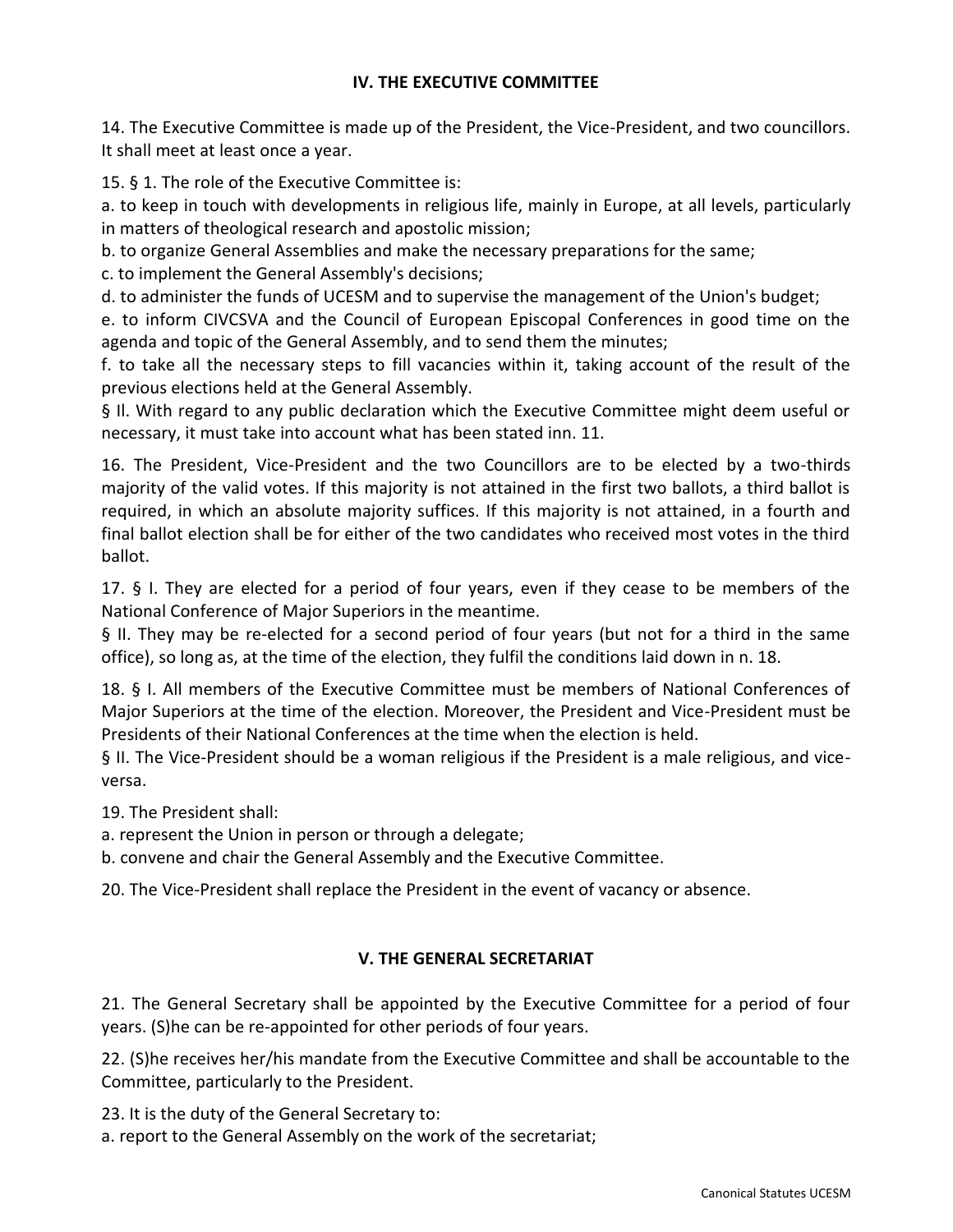## IV. THE EXECUTIVE COMMITTEE

14. The Executive Committee is made up of the President, the Vice-President, and two councillors. It shall meet at least once a year.

15. § 1. The role of the Executive Committee is:

a. to keep in touch with developments in religious life, mainly in Europe, at all levels, particularly in matters of theological research and apostolic mission;

b. to organize General Assemblies and make the necessary preparations for the same;

c. to implement the General Assembly's decisions;

d. to administer the funds of UCESM and to supervise the management of the Union's budget;

e. to inform CIVCSVA and the Council of European Episcopal Conferences in good time on the agenda and topic of the General Assembly, and to send them the minutes;

f. to take all the necessary steps to fill vacancies within it, taking account of the result of the previous elections held at the General Assembly.

§ II. With regard to any public declaration which the Executive Committee might deem useful or necessary, it must take into account what has been stated inn. 11.

16. The President, Vice-President and the two Councillors are to be elected by a two-thirds majority of the valid votes. If this majority is not attained in the first two ballots, a third ballot is required, in which an absolute majority suffices. If this majority is not attained, in a fourth and final ballot election shall be for either of the two candidates who received most votes in the third ballot.

17. § I. They are elected for a period of four years, even if they cease to be members of the National Conference of Major Superiors in the meantime.

§ II. They may be re-elected for a second period of four years (but not for a third in the same office), so long as, at the time of the election, they fulfil the conditions laid down in n. 18.

18. § I. All members of the Executive Committee must be members of National Conferences of Major Superiors at the time of the election. Moreover, the President and Vice-President must be Presidents of their National Conferences at the time when the election is held.

§ II. The Vice-President should be a woman religious if the President is a male religious, and vice-versa.

19. The President shall:

a. represent the Union in person or through a delegate;

b. convene and chair the General Assembly and the Executive Committee.

20. The Vice-President shall replace the President in the event of vacancy or absence.

## V. THE GENERAL SECRETARIAT

21. The General Secretary shall be appointed by the Executive Committee for a period of four years. (S)he can be re-appointed for other periods of four years.

22. (S)he receives her/his mandate from the Executive Committee and shall be accountable to the Committee, particularly to the President.

23. It is the duty of the General Secretary to:

a. report to the General Assembly on the work of the secretariat;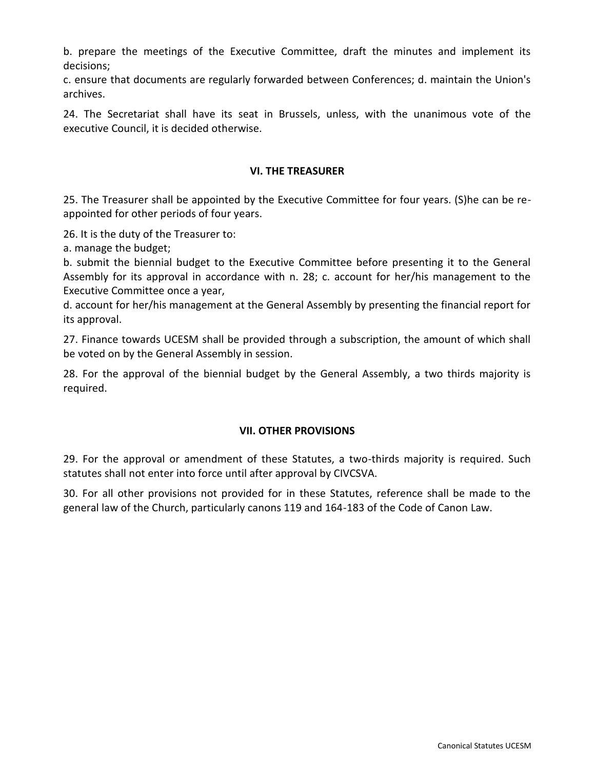b. prepare the meetings of the Executive Committee, draft the minutes and implement its decisions;

c. ensure that documents are regularly forwarded between Conferences; d. maintain the Union's archives.

24. The Secretariat shall have its seat in Brussels, unless, with the unanimous vote of the executive Council, it is decided otherwise.

## VI. THE TREASURER

25. The Treasurer shall be appointed by the Executive Committee for four years. (S)he can be re-appointed for other periods of four years.

26. It is the duty of the Treasurer to:

a. manage the budget;

b. submit the biennial budget to the Executive Committee before presenting it to the General Assembly for its approval in accordance with n. 28; c. account for her/his management to the Executive Committee once a year,

d. account for her/his management at the General Assembly by presenting the financial report for its approval.

27. Finance towards UCESM shall be provided through a subscription, the amount of which shall be voted on by the General Assembly in session.

28. For the approval of the biennial budget by the General Assembly, a two thirds majority is required.

## VII. OTHER PROVISIONS

29. For the approval or amendment of these Statutes, a two-thirds majority is required. Such statutes shall not enter into force until after approval by CIVCSVA.

30. For all other provisions not provided for in these Statutes, reference shall be made to the general law of the Church, particularly canons 119 and 164-183 of the Code of Canon Law.